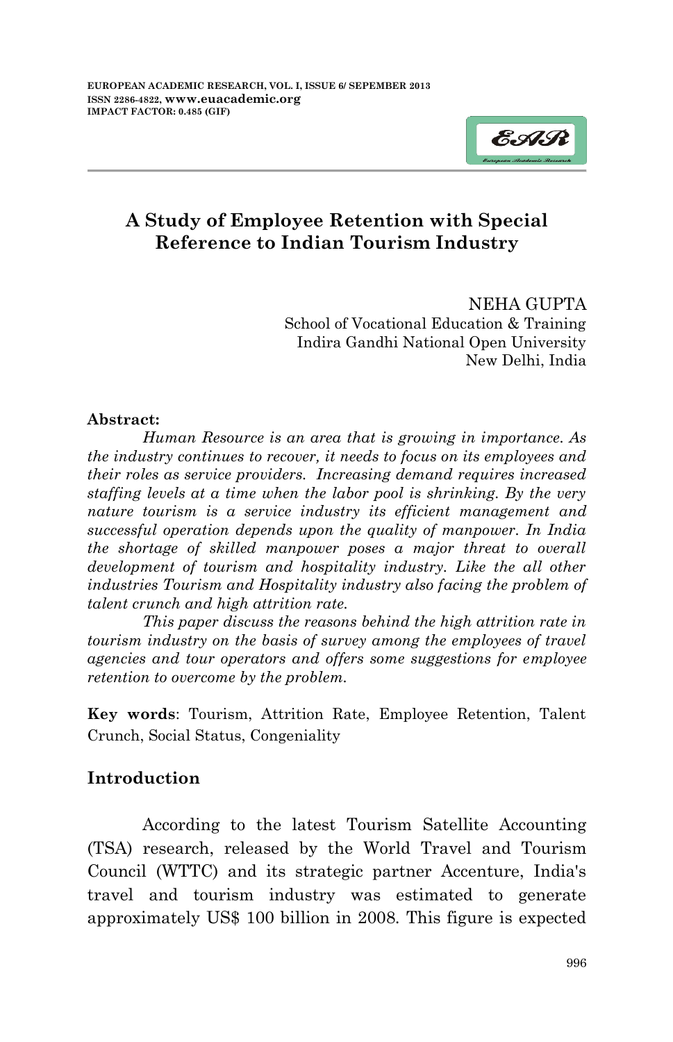# A Study of Employee Retention with Special Reference to Indian Tourism Industry

NEHA GUPTA
School of Vocational Education & Training
Indira Gandhi National Open University
New Delhi, India

**Abstract:**

*Human Resource is an area that is growing in importance. As the industry continues to recover, it needs to focus on its employees and their roles as service providers. Increasing demand requires increased staffing levels at a time when the labor pool is shrinking. By the very nature tourism is a service industry its efficient management and successful operation depends upon the quality of manpower. In India the shortage of skilled manpower poses a major threat to overall development of tourism and hospitality industry. Like the all other industries Tourism and Hospitality industry also facing the problem of talent crunch and high attrition rate.*

*This paper discuss the reasons behind the high attrition rate in tourism industry on the basis of survey among the employees of travel agencies and tour operators and offers some suggestions for employee retention to overcome by the problem.*

**Key words**: Tourism, Attrition Rate, Employee Retention, Talent Crunch, Social Status, Congeniality

## Introduction

According to the latest Tourism Satellite Accounting (TSA) research, released by the World Travel and Tourism Council (WTTC) and its strategic partner Accenture, India's travel and tourism industry was estimated to generate approximately US$ 100 billion in 2008. This figure is expected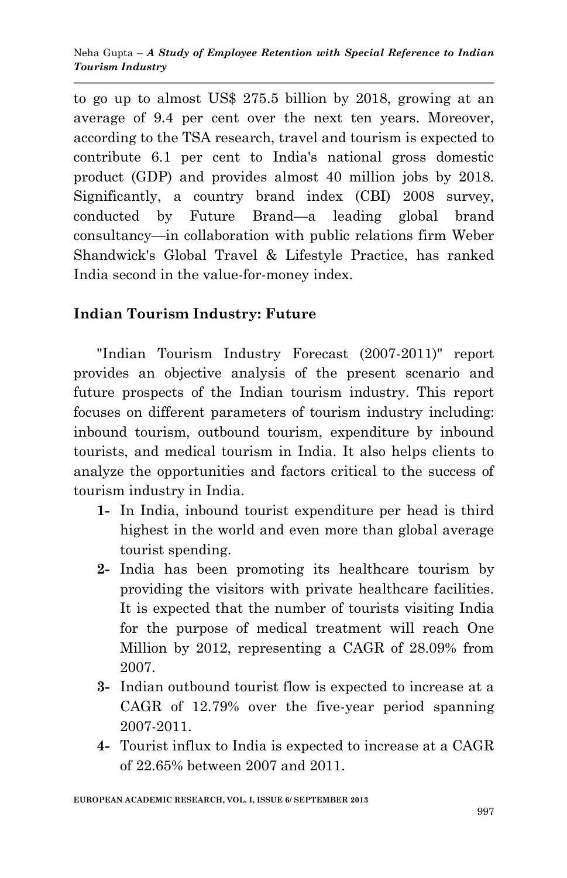to go up to almost US$ 275.5 billion by 2018, growing at an average of 9.4 per cent over the next ten years. Moreover, according to the TSA research, travel and tourism is expected to contribute 6.1 per cent to India's national gross domestic product (GDP) and provides almost 40 million jobs by 2018. Significantly, a country brand index (CBI) 2008 survey, conducted by Future Brand—a leading global brand consultancy—in collaboration with public relations firm Weber Shandwick's Global Travel & Lifestyle Practice, has ranked India second in the value-for-money index.

## Indian Tourism Industry: Future

"Indian Tourism Industry Forecast (2007-2011)" report provides an objective analysis of the present scenario and future prospects of the Indian tourism industry. This report focuses on different parameters of tourism industry including: inbound tourism, outbound tourism, expenditure by inbound tourists, and medical tourism in India. It also helps clients to analyze the opportunities and factors critical to the success of tourism industry in India.

1. In India, inbound tourist expenditure per head is third highest in the world and even more than global average tourist spending.
2. India has been promoting its healthcare tourism by providing the visitors with private healthcare facilities. It is expected that the number of tourists visiting India for the purpose of medical treatment will reach One Million by 2012, representing a CAGR of 28.09% from 2007.
3. Indian outbound tourist flow is expected to increase at a CAGR of 12.79% over the five-year period spanning 2007-2011.
4. Tourist influx to India is expected to increase at a CAGR of 22.65% between 2007 and 2011.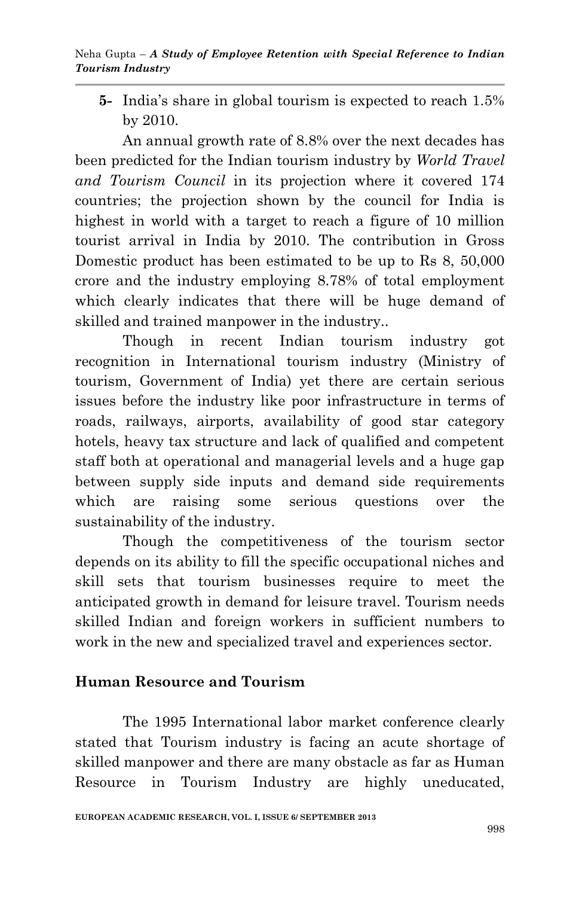**5-** India's share in global tourism is expected to reach 1.5% by 2010.

An annual growth rate of 8.8% over the next decades has been predicted for the Indian tourism industry by *World Travel and Tourism Council* in its projection where it covered 174 countries; the projection shown by the council for India is highest in world with a target to reach a figure of 10 million tourist arrival in India by 2010. The contribution in Gross Domestic product has been estimated to be up to Rs 8, 50,000 crore and the industry employing 8.78% of total employment which clearly indicates that there will be huge demand of skilled and trained manpower in the industry..

Though in recent Indian tourism industry got recognition in International tourism industry (Ministry of tourism, Government of India) yet there are certain serious issues before the industry like poor infrastructure in terms of roads, railways, airports, availability of good star category hotels, heavy tax structure and lack of qualified and competent staff both at operational and managerial levels and a huge gap between supply side inputs and demand side requirements which are raising some serious questions over the sustainability of the industry.

Though the competitiveness of the tourism sector depends on its ability to fill the specific occupational niches and skill sets that tourism businesses require to meet the anticipated growth in demand for leisure travel. Tourism needs skilled Indian and foreign workers in sufficient numbers to work in the new and specialized travel and experiences sector.

## Human Resource and Tourism

The 1995 International labor market conference clearly stated that Tourism industry is facing an acute shortage of skilled manpower and there are many obstacle as far as Human Resource in Tourism Industry are highly uneducated,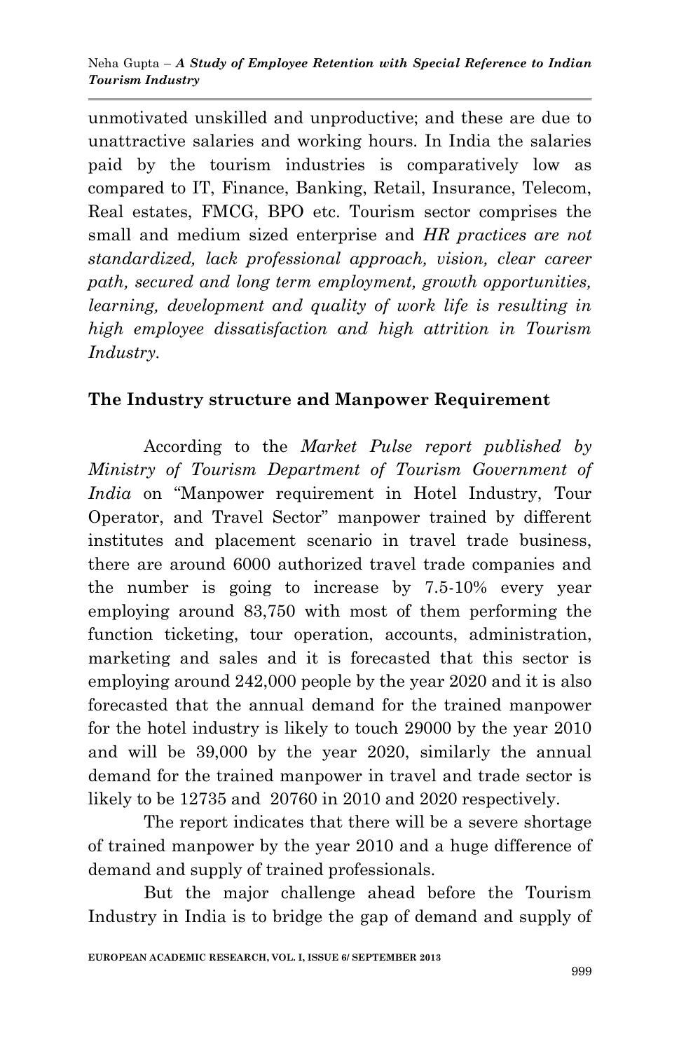unmotivated unskilled and unproductive; and these are due to unattractive salaries and working hours. In India the salaries paid by the tourism industries is comparatively low as compared to IT, Finance, Banking, Retail, Insurance, Telecom, Real estates, FMCG, BPO etc. Tourism sector comprises the small and medium sized enterprise and *HR practices are not standardized, lack professional approach, vision, clear career path, secured and long term employment, growth opportunities, learning, development and quality of work life is resulting in high employee dissatisfaction and high attrition in Tourism Industry.*

## The Industry structure and Manpower Requirement

According to the *Market Pulse report published by Ministry of Tourism Department of Tourism Government of India* on "Manpower requirement in Hotel Industry, Tour Operator, and Travel Sector" manpower trained by different institutes and placement scenario in travel trade business, there are around 6000 authorized travel trade companies and the number is going to increase by 7.5-10% every year employing around 83,750 with most of them performing the function ticketing, tour operation, accounts, administration, marketing and sales and it is forecasted that this sector is employing around 242,000 people by the year 2020 and it is also forecasted that the annual demand for the trained manpower for the hotel industry is likely to touch 29000 by the year 2010 and will be 39,000 by the year 2020, similarly the annual demand for the trained manpower in travel and trade sector is likely to be 12735 and 20760 in 2010 and 2020 respectively.

The report indicates that there will be a severe shortage of trained manpower by the year 2010 and a huge difference of demand and supply of trained professionals.

But the major challenge ahead before the Tourism Industry in India is to bridge the gap of demand and supply of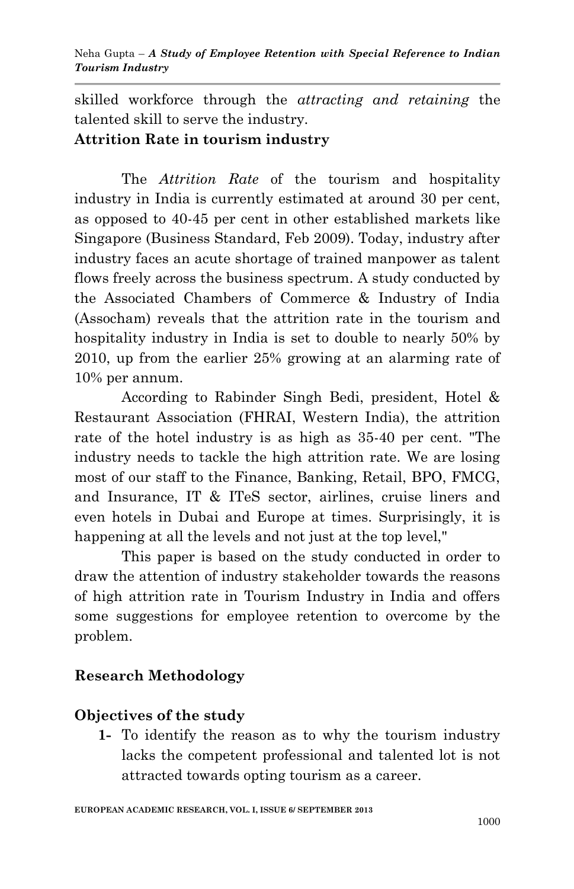skilled workforce through the *attracting and retaining* the talented skill to serve the industry.

**Attrition Rate in tourism industry**

The *Attrition Rate* of the tourism and hospitality industry in India is currently estimated at around 30 per cent, as opposed to 40-45 per cent in other established markets like Singapore (Business Standard, Feb 2009). Today, industry after industry faces an acute shortage of trained manpower as talent flows freely across the business spectrum. A study conducted by the Associated Chambers of Commerce & Industry of India (Assocham) reveals that the attrition rate in the tourism and hospitality industry in India is set to double to nearly 50% by 2010, up from the earlier 25% growing at an alarming rate of 10% per annum.

According to Rabinder Singh Bedi, president, Hotel & Restaurant Association (FHRAI, Western India), the attrition rate of the hotel industry is as high as 35-40 per cent. "The industry needs to tackle the high attrition rate. We are losing most of our staff to the Finance, Banking, Retail, BPO, FMCG, and Insurance, IT & ITeS sector, airlines, cruise liners and even hotels in Dubai and Europe at times. Surprisingly, it is happening at all the levels and not just at the top level,"

This paper is based on the study conducted in order to draw the attention of industry stakeholder towards the reasons of high attrition rate in Tourism Industry in India and offers some suggestions for employee retention to overcome by the problem.

## Research Methodology

### Objectives of the study

**1-** To identify the reason as to why the tourism industry lacks the competent professional and talented lot is not attracted towards opting tourism as a career.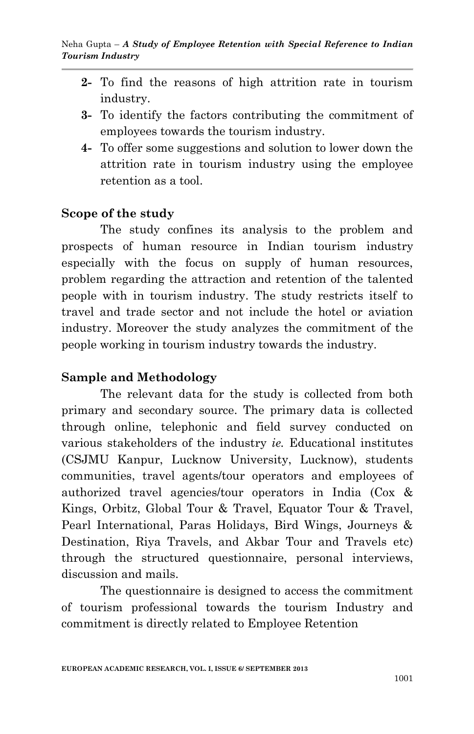2- To find the reasons of high attrition rate in tourism industry.
3- To identify the factors contributing the commitment of employees towards the tourism industry.
4- To offer some suggestions and solution to lower down the attrition rate in tourism industry using the employee retention as a tool.

## Scope of the study

The study confines its analysis to the problem and prospects of human resource in Indian tourism industry especially with the focus on supply of human resources, problem regarding the attraction and retention of the talented people with in tourism industry. The study restricts itself to travel and trade sector and not include the hotel or aviation industry. Moreover the study analyzes the commitment of the people working in tourism industry towards the industry.

## Sample and Methodology

The relevant data for the study is collected from both primary and secondary source. The primary data is collected through online, telephonic and field survey conducted on various stakeholders of the industry *ie.* Educational institutes (CSJMU Kanpur, Lucknow University, Lucknow), students communities, travel agents/tour operators and employees of authorized travel agencies/tour operators in India (Cox & Kings, Orbitz, Global Tour & Travel, Equator Tour & Travel, Pearl International, Paras Holidays, Bird Wings, Journeys & Destination, Riya Travels, and Akbar Tour and Travels etc) through the structured questionnaire, personal interviews, discussion and mails.

The questionnaire is designed to access the commitment of tourism professional towards the tourism Industry and commitment is directly related to Employee Retention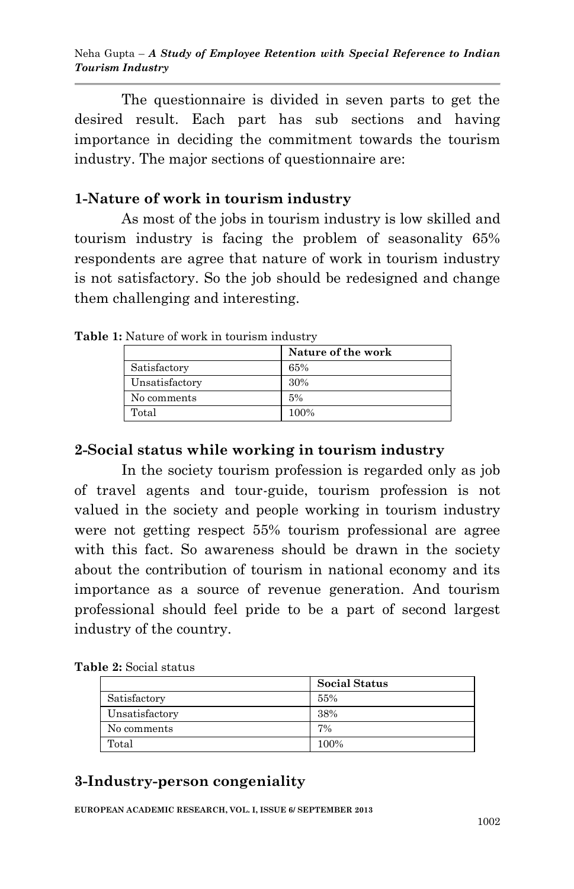The questionnaire is divided in seven parts to get the desired result. Each part has sub sections and having importance in deciding the commitment towards the tourism industry. The major sections of questionnaire are:

## 1-Nature of work in tourism industry

As most of the jobs in tourism industry is low skilled and tourism industry is facing the problem of seasonality 65% respondents are agree that nature of work in tourism industry is not satisfactory. So the job should be redesigned and change them challenging and interesting.

**Table 1:** Nature of work in tourism industry

| | Nature of the work |
|---|---|
| Satisfactory | 65% |
| Unsatisfactory | 30% |
| No comments | 5% |
| Total | 100% |

## 2-Social status while working in tourism industry

In the society tourism profession is regarded only as job of travel agents and tour-guide, tourism profession is not valued in the society and people working in tourism industry were not getting respect 55% tourism professional are agree with this fact. So awareness should be drawn in the society about the contribution of tourism in national economy and its importance as a source of revenue generation. And tourism professional should feel pride to be a part of second largest industry of the country.

**Table 2:** Social status

| | Social Status |
|---|---|
| Satisfactory | 55% |
| Unsatisfactory | 38% |
| No comments | 7% |
| Total | 100% |

## 3-Industry-person congeniality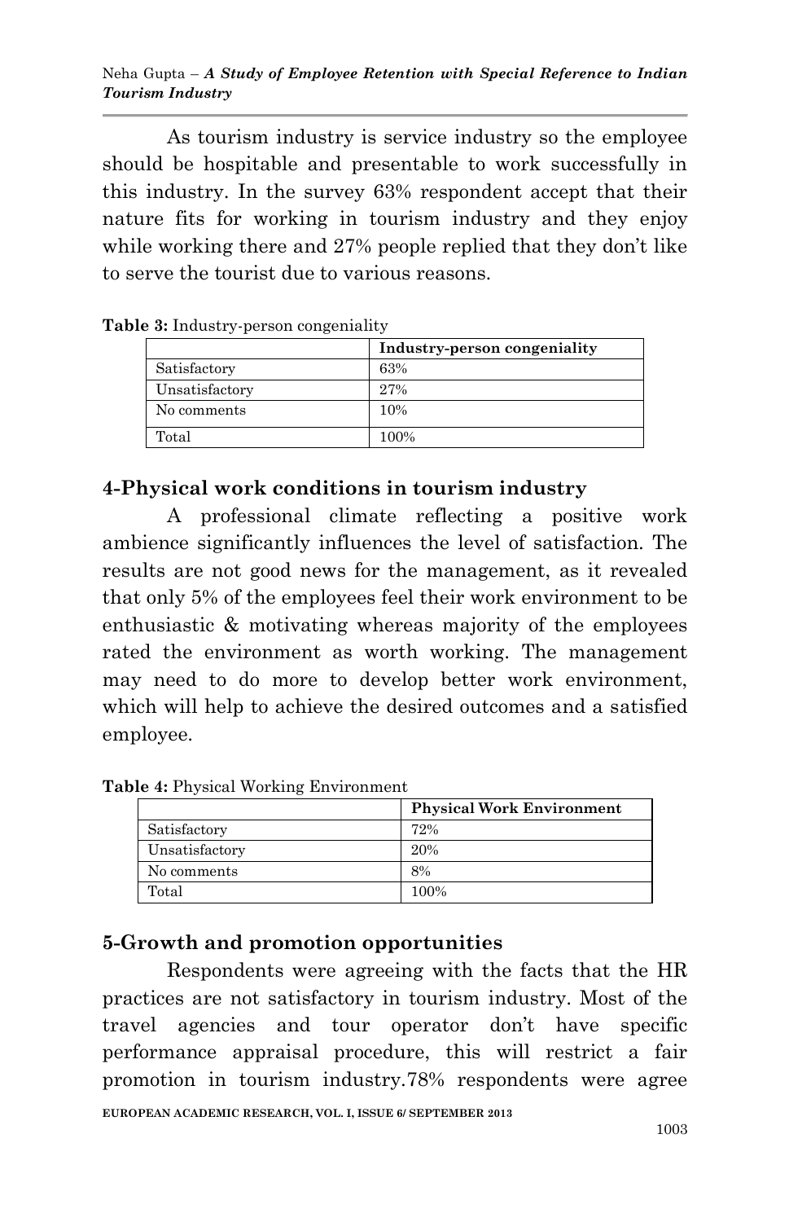As tourism industry is service industry so the employee should be hospitable and presentable to work successfully in this industry. In the survey 63% respondent accept that their nature fits for working in tourism industry and they enjoy while working there and 27% people replied that they don't like to serve the tourist due to various reasons.

**Table 3:** Industry-person congeniality

| | **Industry-person congeniality** |
|---|---|
| Satisfactory | 63% |
| Unsatisfactory | 27% |
| No comments | 10% |
| Total | 100% |

## 4-Physical work conditions in tourism industry

A professional climate reflecting a positive work ambience significantly influences the level of satisfaction. The results are not good news for the management, as it revealed that only 5% of the employees feel their work environment to be enthusiastic & motivating whereas majority of the employees rated the environment as worth working. The management may need to do more to develop better work environment, which will help to achieve the desired outcomes and a satisfied employee.

**Table 4:** Physical Working Environment

| | **Physical Work Environment** |
|---|---|
| Satisfactory | 72% |
| Unsatisfactory | 20% |
| No comments | 8% |
| Total | 100% |

## 5-Growth and promotion opportunities

Respondents were agreeing with the facts that the HR practices are not satisfactory in tourism industry. Most of the travel agencies and tour operator don't have specific performance appraisal procedure, this will restrict a fair promotion in tourism industry.78% respondents were agree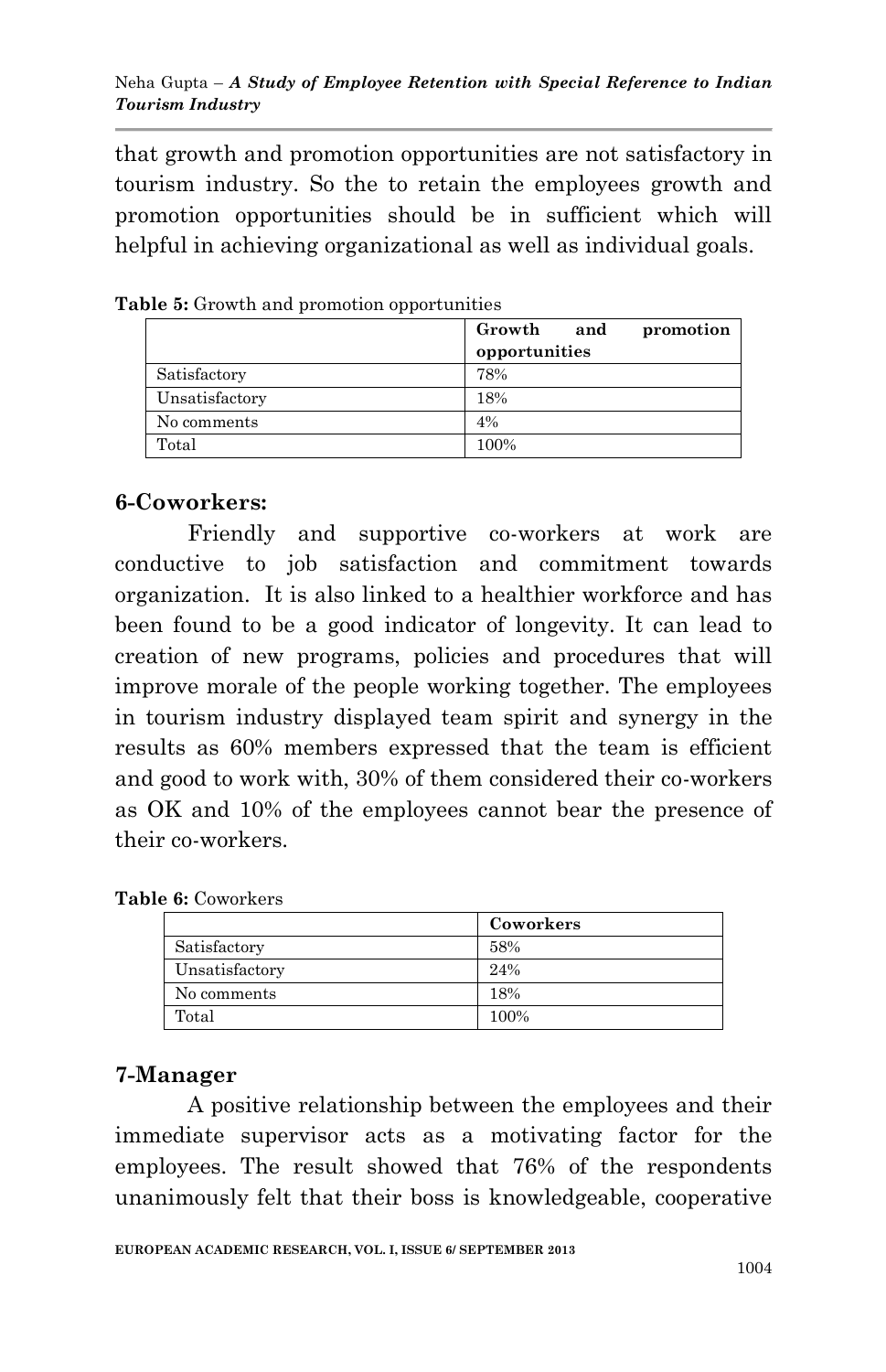that growth and promotion opportunities are not satisfactory in tourism industry. So the to retain the employees growth and promotion opportunities should be in sufficient which will helpful in achieving organizational as well as individual goals.

**Table 5:** Growth and promotion opportunities

| | **Growth and promotion opportunities** |
|---|---|
| Satisfactory | 78% |
| Unsatisfactory | 18% |
| No comments | 4% |
| Total | 100% |

## 6-Coworkers:

Friendly and supportive co-workers at work are conductive to job satisfaction and commitment towards organization. It is also linked to a healthier workforce and has been found to be a good indicator of longevity. It can lead to creation of new programs, policies and procedures that will improve morale of the people working together. The employees in tourism industry displayed team spirit and synergy in the results as 60% members expressed that the team is efficient and good to work with, 30% of them considered their co-workers as OK and 10% of the employees cannot bear the presence of their co-workers.

**Table 6:** Coworkers

| | **Coworkers** |
|---|---|
| Satisfactory | 58% |
| Unsatisfactory | 24% |
| No comments | 18% |
| Total | 100% |

## 7-Manager

A positive relationship between the employees and their immediate supervisor acts as a motivating factor for the employees. The result showed that 76% of the respondents unanimously felt that their boss is knowledgeable, cooperative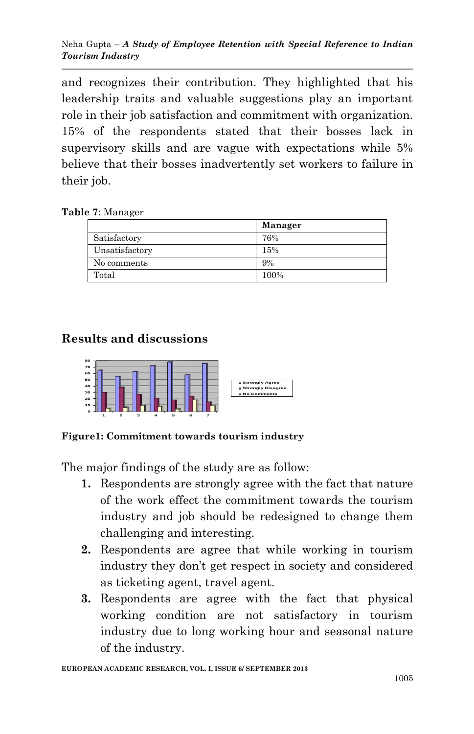and recognizes their contribution. They highlighted that his leadership traits and valuable suggestions play an important role in their job satisfaction and commitment with organization. 15% of the respondents stated that their bosses lack in supervisory skills and are vague with expectations while 5% believe that their bosses inadvertently set workers to failure in their job.

**Table 7**: Manager

| | Manager |
|---|---|
| Satisfactory | 76% |
| Unsatisfactory | 15% |
| No comments | 9% |
| Total | 100% |

## Results and discussions

**Figure1: Commitment towards tourism industry**

The major findings of the study are as follow:

1. Respondents are strongly agree with the fact that nature of the work effect the commitment towards the tourism industry and job should be redesigned to change them challenging and interesting.
2. Respondents are agree that while working in tourism industry they don't get respect in society and considered as ticketing agent, travel agent.
3. Respondents are agree with the fact that physical working condition are not satisfactory in tourism industry due to long working hour and seasonal nature of the industry.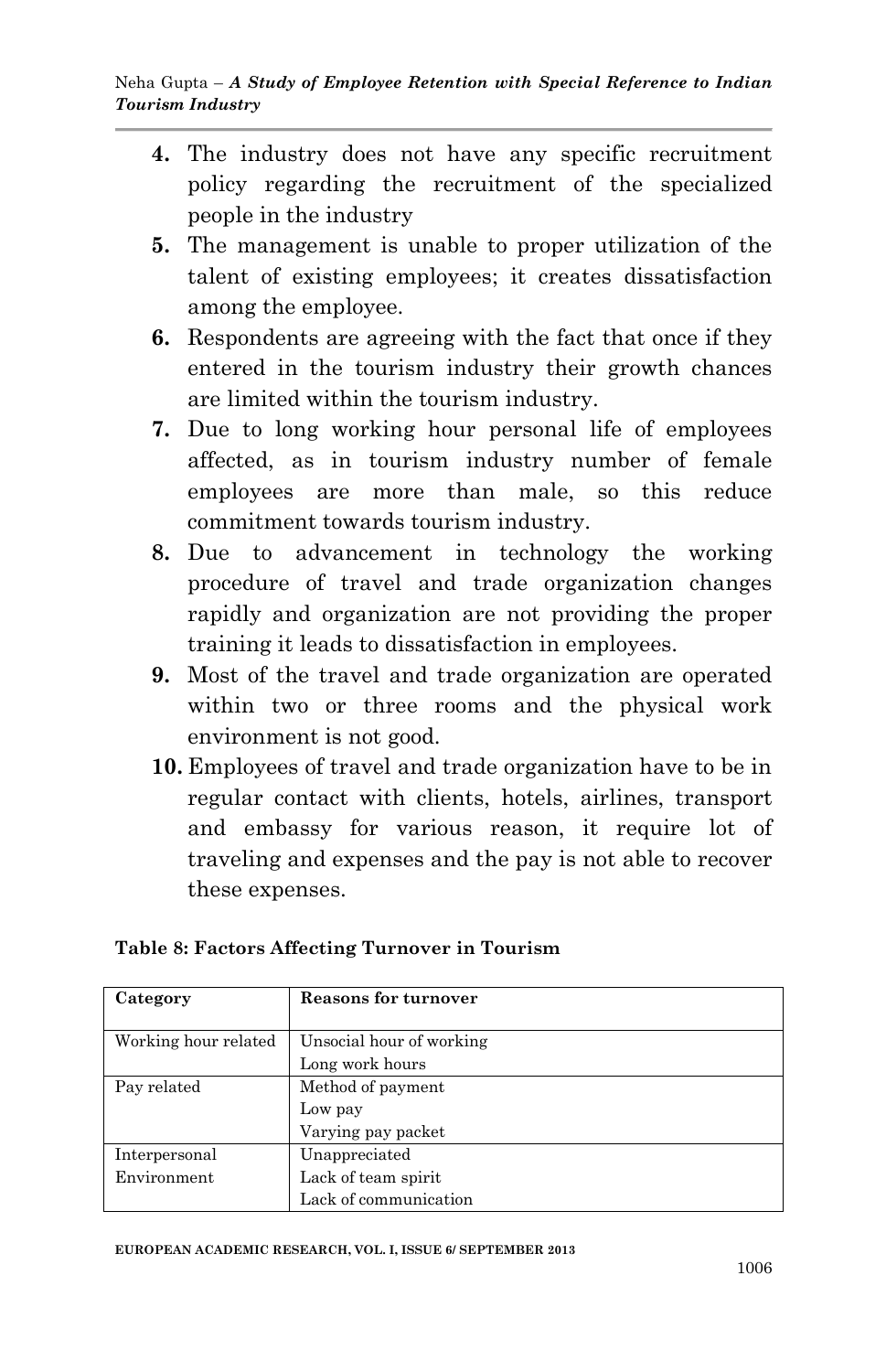4. The industry does not have any specific recruitment policy regarding the recruitment of the specialized people in the industry
5. The management is unable to proper utilization of the talent of existing employees; it creates dissatisfaction among the employee.
6. Respondents are agreeing with the fact that once if they entered in the tourism industry their growth chances are limited within the tourism industry.
7. Due to long working hour personal life of employees affected, as in tourism industry number of female employees are more than male, so this reduce commitment towards tourism industry.
8. Due to advancement in technology the working procedure of travel and trade organization changes rapidly and organization are not providing the proper training it leads to dissatisfaction in employees.
9. Most of the travel and trade organization are operated within two or three rooms and the physical work environment is not good.
10. Employees of travel and trade organization have to be in regular contact with clients, hotels, airlines, transport and embassy for various reason, it require lot of traveling and expenses and the pay is not able to recover these expenses.

**Table 8: Factors Affecting Turnover in Tourism**

| Category | Reasons for turnover |
|---|---|
| Working hour related | Unsocial hour of working<br>Long work hours |
| Pay related | Method of payment<br>Low pay<br>Varying pay packet |
| Interpersonal Environment | Unappreciated<br>Lack of team spirit<br>Lack of communication |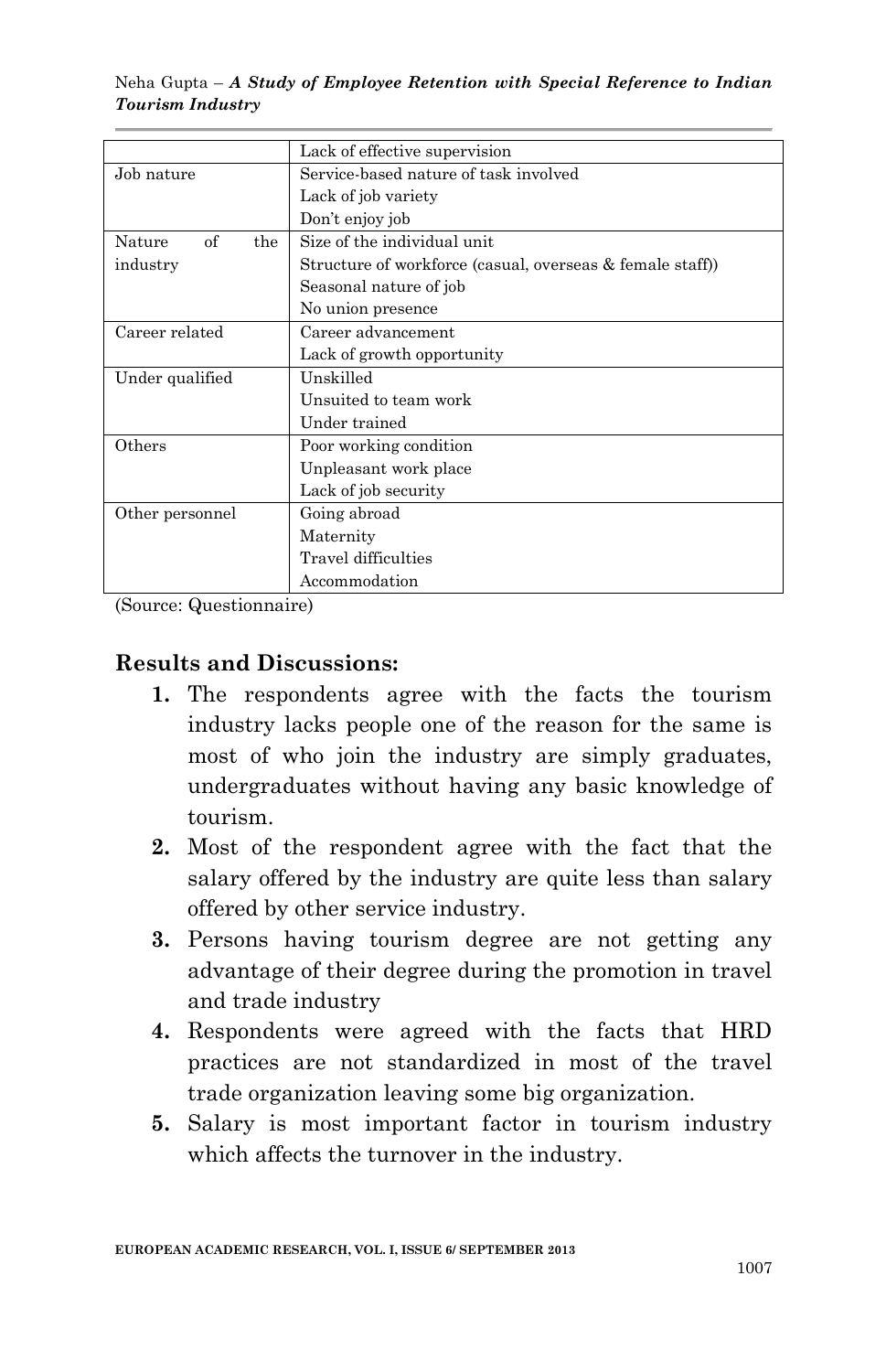| | |
|---|---|
| | Lack of effective supervision |
| Job nature | Service-based nature of task involved<br>Lack of job variety<br>Don't enjoy job |
| Nature of the industry | Size of the individual unit<br>Structure of workforce (casual, overseas & female staff))<br>Seasonal nature of job<br>No union presence |
| Career related | Career advancement<br>Lack of growth opportunity |
| Under qualified | Unskilled<br>Unsuited to team work<br>Under trained |
| Others | Poor working condition<br>Unpleasant work place<br>Lack of job security |
| Other personnel | Going abroad<br>Maternity<br>Travel difficulties<br>Accommodation |

(Source: Questionnaire)

## Results and Discussions:

1. The respondents agree with the facts the tourism industry lacks people one of the reason for the same is most of who join the industry are simply graduates, undergraduates without having any basic knowledge of tourism.
2. Most of the respondent agree with the fact that the salary offered by the industry are quite less than salary offered by other service industry.
3. Persons having tourism degree are not getting any advantage of their degree during the promotion in travel and trade industry
4. Respondents were agreed with the facts that HRD practices are not standardized in most of the travel trade organization leaving some big organization.
5. Salary is most important factor in tourism industry which affects the turnover in the industry.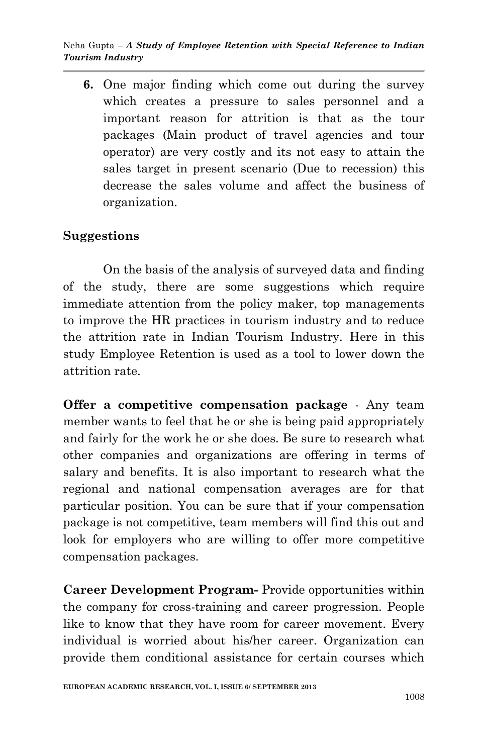6. One major finding which come out during the survey which creates a pressure to sales personnel and a important reason for attrition is that as the tour packages (Main product of travel agencies and tour operator) are very costly and its not easy to attain the sales target in present scenario (Due to recession) this decrease the sales volume and affect the business of organization.

## Suggestions

On the basis of the analysis of surveyed data and finding of the study, there are some suggestions which require immediate attention from the policy maker, top managements to improve the HR practices in tourism industry and to reduce the attrition rate in Indian Tourism Industry. Here in this study Employee Retention is used as a tool to lower down the attrition rate.

**Offer a competitive compensation package** - Any team member wants to feel that he or she is being paid appropriately and fairly for the work he or she does. Be sure to research what other companies and organizations are offering in terms of salary and benefits. It is also important to research what the regional and national compensation averages are for that particular position. You can be sure that if your compensation package is not competitive, team members will find this out and look for employers who are willing to offer more competitive compensation packages.

**Career Development Program-** Provide opportunities within the company for cross-training and career progression. People like to know that they have room for career movement. Every individual is worried about his/her career. Organization can provide them conditional assistance for certain courses which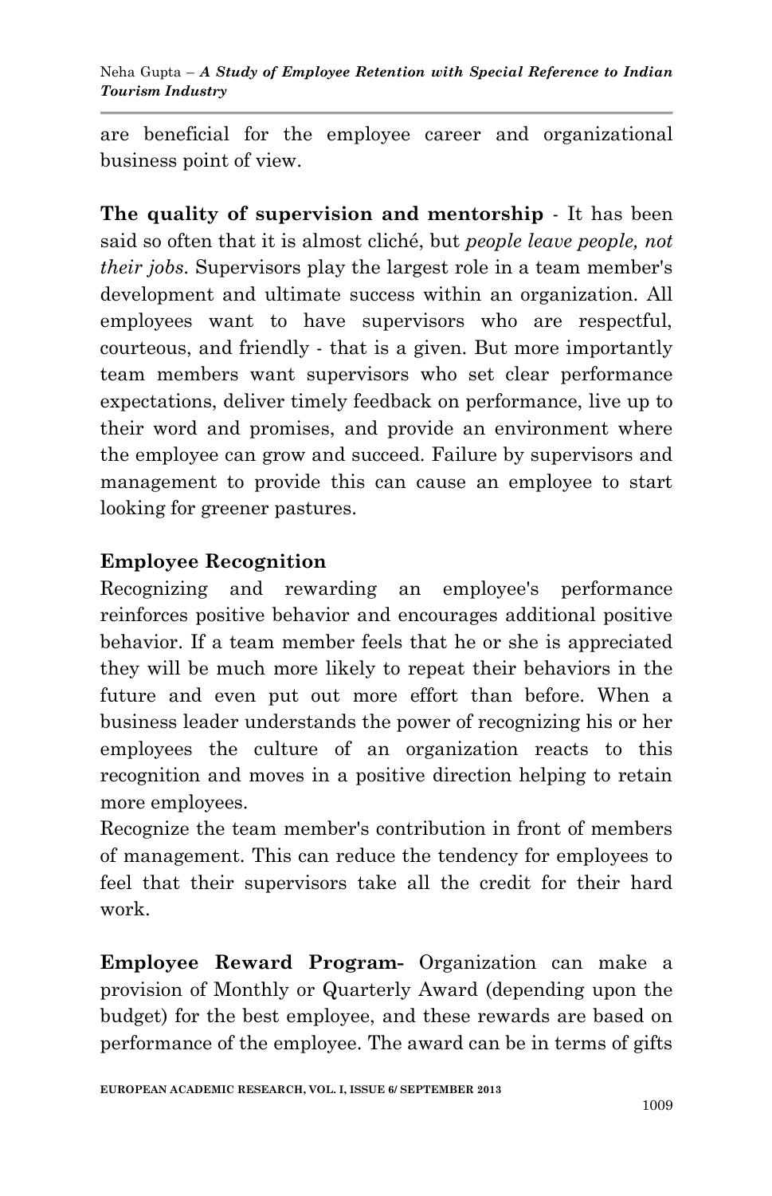are beneficial for the employee career and organizational business point of view.

**The quality of supervision and mentorship** - It has been said so often that it is almost cliché, but *people leave people, not their jobs*. Supervisors play the largest role in a team member's development and ultimate success within an organization. All employees want to have supervisors who are respectful, courteous, and friendly - that is a given. But more importantly team members want supervisors who set clear performance expectations, deliver timely feedback on performance, live up to their word and promises, and provide an environment where the employee can grow and succeed. Failure by supervisors and management to provide this can cause an employee to start looking for greener pastures.

**Employee Recognition**

Recognizing and rewarding an employee's performance reinforces positive behavior and encourages additional positive behavior. If a team member feels that he or she is appreciated they will be much more likely to repeat their behaviors in the future and even put out more effort than before. When a business leader understands the power of recognizing his or her employees the culture of an organization reacts to this recognition and moves in a positive direction helping to retain more employees.

Recognize the team member's contribution in front of members of management. This can reduce the tendency for employees to feel that their supervisors take all the credit for their hard work.

**Employee Reward Program-** Organization can make a provision of Monthly or Quarterly Award (depending upon the budget) for the best employee, and these rewards are based on performance of the employee. The award can be in terms of gifts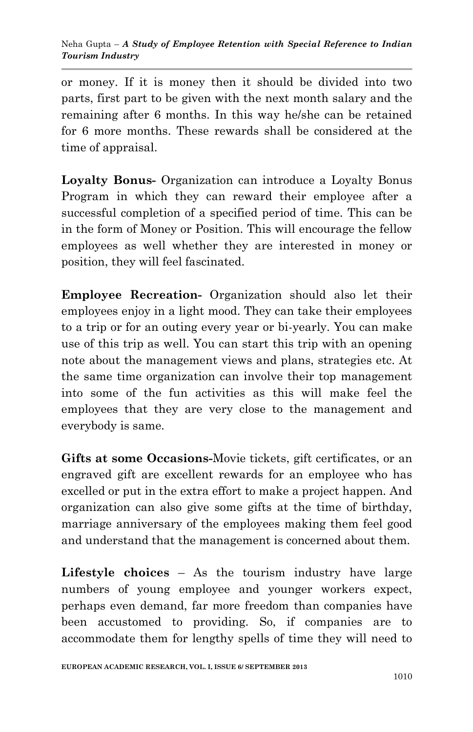or money. If it is money then it should be divided into two parts, first part to be given with the next month salary and the remaining after 6 months. In this way he/she can be retained for 6 more months. These rewards shall be considered at the time of appraisal.

**Loyalty Bonus-** Organization can introduce a Loyalty Bonus Program in which they can reward their employee after a successful completion of a specified period of time. This can be in the form of Money or Position. This will encourage the fellow employees as well whether they are interested in money or position, they will feel fascinated.

**Employee Recreation-** Organization should also let their employees enjoy in a light mood. They can take their employees to a trip or for an outing every year or bi-yearly. You can make use of this trip as well. You can start this trip with an opening note about the management views and plans, strategies etc. At the same time organization can involve their top management into some of the fun activities as this will make feel the employees that they are very close to the management and everybody is same.

**Gifts at some Occasions-**Movie tickets, gift certificates, or an engraved gift are excellent rewards for an employee who has excelled or put in the extra effort to make a project happen. And organization can also give some gifts at the time of birthday, marriage anniversary of the employees making them feel good and understand that the management is concerned about them.

**Lifestyle choices** – As the tourism industry have large numbers of young employee and younger workers expect, perhaps even demand, far more freedom than companies have been accustomed to providing. So, if companies are to accommodate them for lengthy spells of time they will need to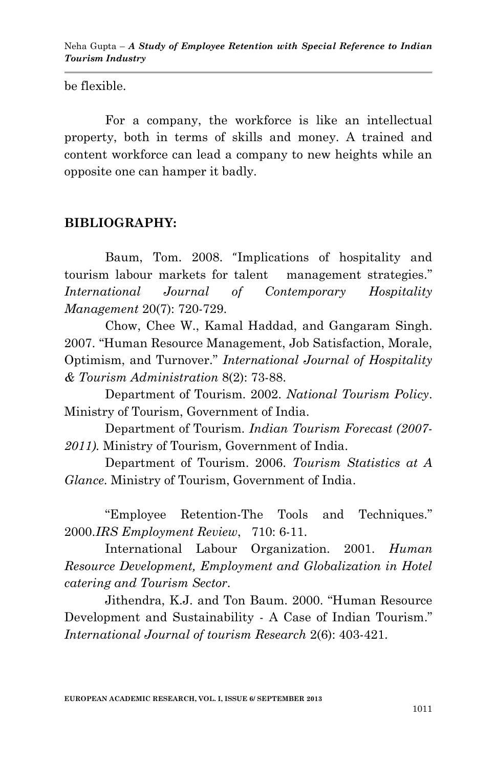be flexible.

For a company, the workforce is like an intellectual property, both in terms of skills and money. A trained and content workforce can lead a company to new heights while an opposite one can hamper it badly.

## BIBLIOGRAPHY:

Baum, Tom. 2008. "Implications of hospitality and tourism labour markets for talent management strategies." *International Journal of Contemporary Hospitality Management* 20(7): 720-729.

Chow, Chee W., Kamal Haddad, and Gangaram Singh. 2007. "Human Resource Management, Job Satisfaction, Morale, Optimism, and Turnover." *International Journal of Hospitality & Tourism Administration* 8(2): 73-88.

Department of Tourism. 2002. *National Tourism Policy*. Ministry of Tourism, Government of India.

Department of Tourism. *Indian Tourism Forecast (2007-2011).* Ministry of Tourism, Government of India.

Department of Tourism. 2006. *Tourism Statistics at A Glance.* Ministry of Tourism, Government of India.

"Employee Retention-The Tools and Techniques." 2000.*IRS Employment Review*, 710: 6-11.

International Labour Organization. 2001. *Human Resource Development, Employment and Globalization in Hotel catering and Tourism Sector*.

Jithendra, K.J. and Ton Baum. 2000. "Human Resource Development and Sustainability - A Case of Indian Tourism." *International Journal of tourism Research* 2(6): 403-421.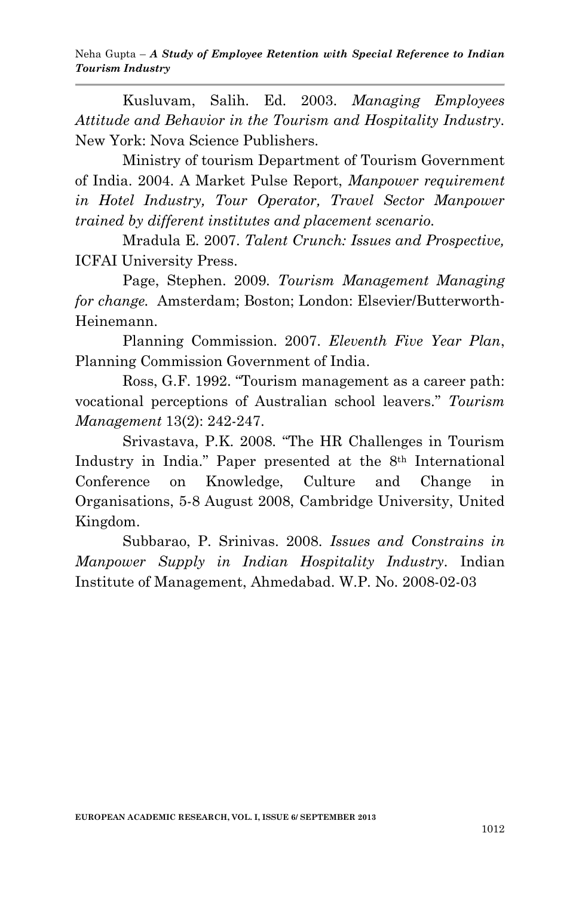Kusluvam, Salih. Ed. 2003. *Managing Employees Attitude and Behavior in the Tourism and Hospitality Industry*. New York: Nova Science Publishers.

Ministry of tourism Department of Tourism Government of India. 2004. A Market Pulse Report, *Manpower requirement in Hotel Industry, Tour Operator, Travel Sector Manpower trained by different institutes and placement scenario.*

Mradula E. 2007. *Talent Crunch: Issues and Prospective,* ICFAI University Press.

Page, Stephen. 2009. *Tourism Management Managing for change.* Amsterdam; Boston; London: Elsevier/Butterworth-Heinemann.

Planning Commission. 2007. *Eleventh Five Year Plan*, Planning Commission Government of India.

Ross, G.F. 1992. "Tourism management as a career path: vocational perceptions of Australian school leavers." *Tourism Management* 13(2): 242-247.

Srivastava, P.K. 2008. "The HR Challenges in Tourism Industry in India." Paper presented at the 8th International Conference on Knowledge, Culture and Change in Organisations, 5-8 August 2008, Cambridge University, United Kingdom.

Subbarao, P. Srinivas. 2008. *Issues and Constrains in Manpower Supply in Indian Hospitality Industry*. Indian Institute of Management, Ahmedabad. W.P. No. 2008-02-03